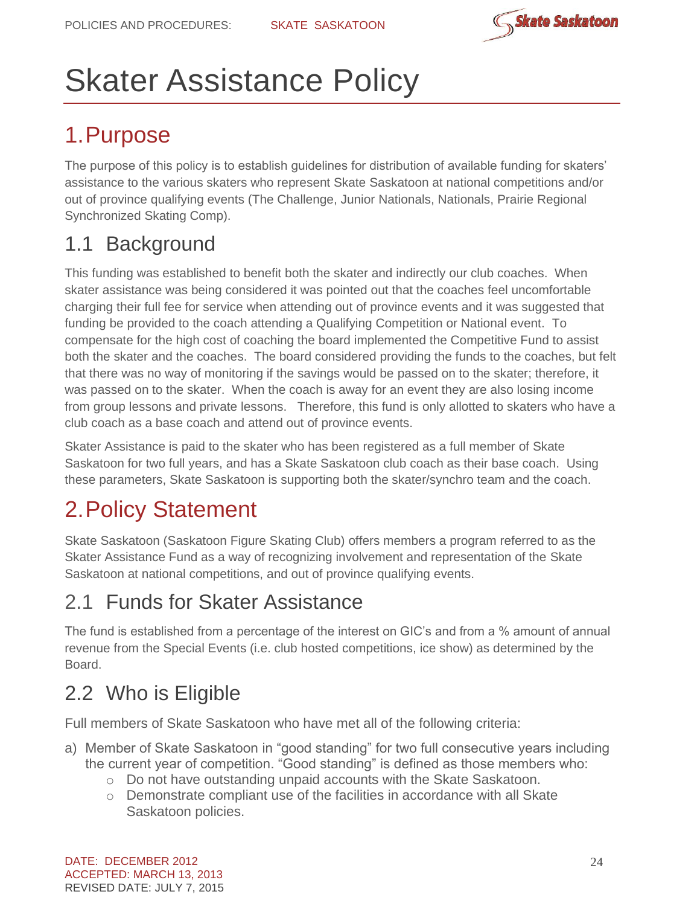# Skater Assistance Policy

## 1. Purpose

The purpose of this policy is to establish guidelines for distribution of available funding for skaters' assistance to the various skaters who represent Skate Saskatoon at national competitions and/or out of province qualifying events (The Challenge, Junior Nationals, Nationals, Prairie Regional Synchronized Skating Comp).

### 1.1 Background

This funding was established to benefit both the skater and indirectly our club coaches. When skater assistance was being considered it was pointed out that the coaches feel uncomfortable charging their full fee for service when attending out of province events and it was suggested that funding be provided to the coach attending a Qualifying Competition or National event. To compensate for the high cost of coaching the board implemented the Competitive Fund to assist both the skater and the coaches. The board considered providing the funds to the coaches, but felt that there was no way of monitoring if the savings would be passed on to the skater; therefore, it was passed on to the skater. When the coach is away for an event they are also losing income from group lessons and private lessons. Therefore, this fund is only allotted to skaters who have a club coach as a base coach and attend out of province events.

Skater Assistance is paid to the skater who has been registered as a full member of Skate Saskatoon for two full years, and has a Skate Saskatoon club coach as their base coach. Using these parameters, Skate Saskatoon is supporting both the skater/synchro team and the coach.

## 2. Policy Statement

Skate Saskatoon (Saskatoon Figure Skating Club) offers members a program referred to as the Skater Assistance Fund as a way of recognizing involvement and representation of the Skate Saskatoon at national competitions, and out of province qualifying events.

### 2.1 Funds for Skater Assistance

The fund is established from a percentage of the interest on GIC's and from a % amount of annual revenue from the Special Events (i.e. club hosted competitions, ice show) as determined by the Board.

### 2.2 Who is Eligible

Full members of Skate Saskatoon who have met all of the following criteria:

a) Member of Skate Saskatoon in "good standing" for two full consecutive years including the current year of competition. "Good standing" is defined as those members who:
   - Do not have outstanding unpaid accounts with the Skate Saskatoon.
   - Demonstrate compliant use of the facilities in accordance with all Skate Saskatoon policies.

DATE: DECEMBER 2012
ACCEPTED: MARCH 13, 2013
REVISED DATE: JULY 7, 2015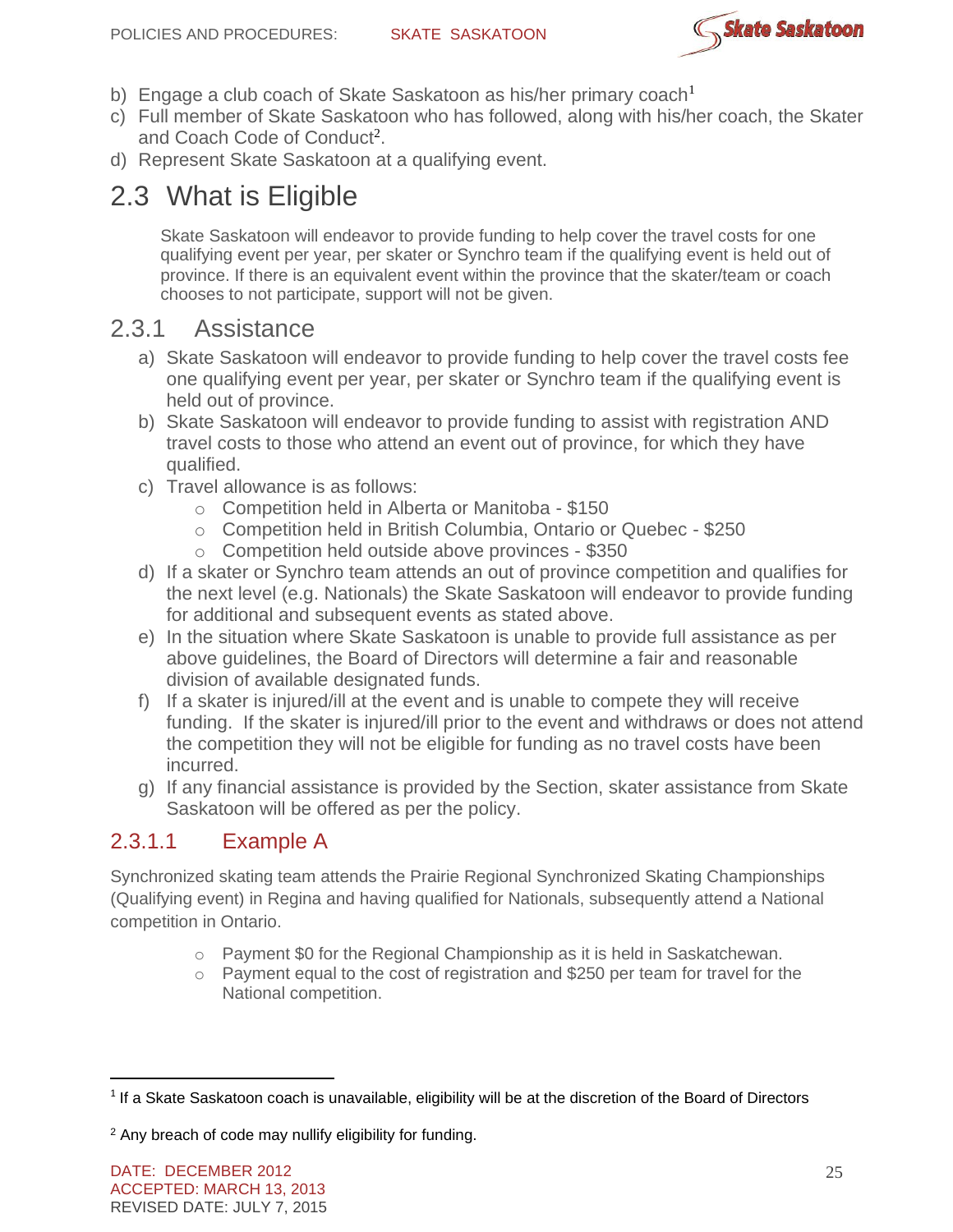b) Engage a club coach of Skate Saskatoon as his/her primary coach[1]
c) Full member of Skate Saskatoon who has followed, along with his/her coach, the Skater and Coach Code of Conduct[2].
d) Represent Skate Saskatoon at a qualifying event.

## 2.3 What is Eligible

Skate Saskatoon will endeavor to provide funding to help cover the travel costs for one qualifying event per year, per skater or Synchro team if the qualifying event is held out of province. If there is an equivalent event within the province that the skater/team or coach chooses to not participate, support will not be given.

### 2.3.1 Assistance

a) Skate Saskatoon will endeavor to provide funding to help cover the travel costs fee one qualifying event per year, per skater or Synchro team if the qualifying event is held out of province.
b) Skate Saskatoon will endeavor to provide funding to assist with registration AND travel costs to those who attend an event out of province, for which they have qualified.
c) Travel allowance is as follows:
   - Competition held in Alberta or Manitoba - $150
   - Competition held in British Columbia, Ontario or Quebec - $250
   - Competition held outside above provinces - $350
d) If a skater or Synchro team attends an out of province competition and qualifies for the next level (e.g. Nationals) the Skate Saskatoon will endeavor to provide funding for additional and subsequent events as stated above.
e) In the situation where Skate Saskatoon is unable to provide full assistance as per above guidelines, the Board of Directors will determine a fair and reasonable division of available designated funds.
f) If a skater is injured/ill at the event and is unable to compete they will receive funding. If the skater is injured/ill prior to the event and withdraws or does not attend the competition they will not be eligible for funding as no travel costs have been incurred.
g) If any financial assistance is provided by the Section, skater assistance from Skate Saskatoon will be offered as per the policy.

#### 2.3.1.1 Example A

Synchronized skating team attends the Prairie Regional Synchronized Skating Championships (Qualifying event) in Regina and having qualified for Nationals, subsequently attend a National competition in Ontario.

- Payment $0 for the Regional Championship as it is held in Saskatchewan.
- Payment equal to the cost of registration and $250 per team for travel for the National competition.

---

[1] If a Skate Saskatoon coach is unavailable, eligibility will be at the discretion of the Board of Directors

[2] Any breach of code may nullify eligibility for funding.

DATE: DECEMBER 2012
ACCEPTED: MARCH 13, 2013
REVISED DATE: JULY 7, 2015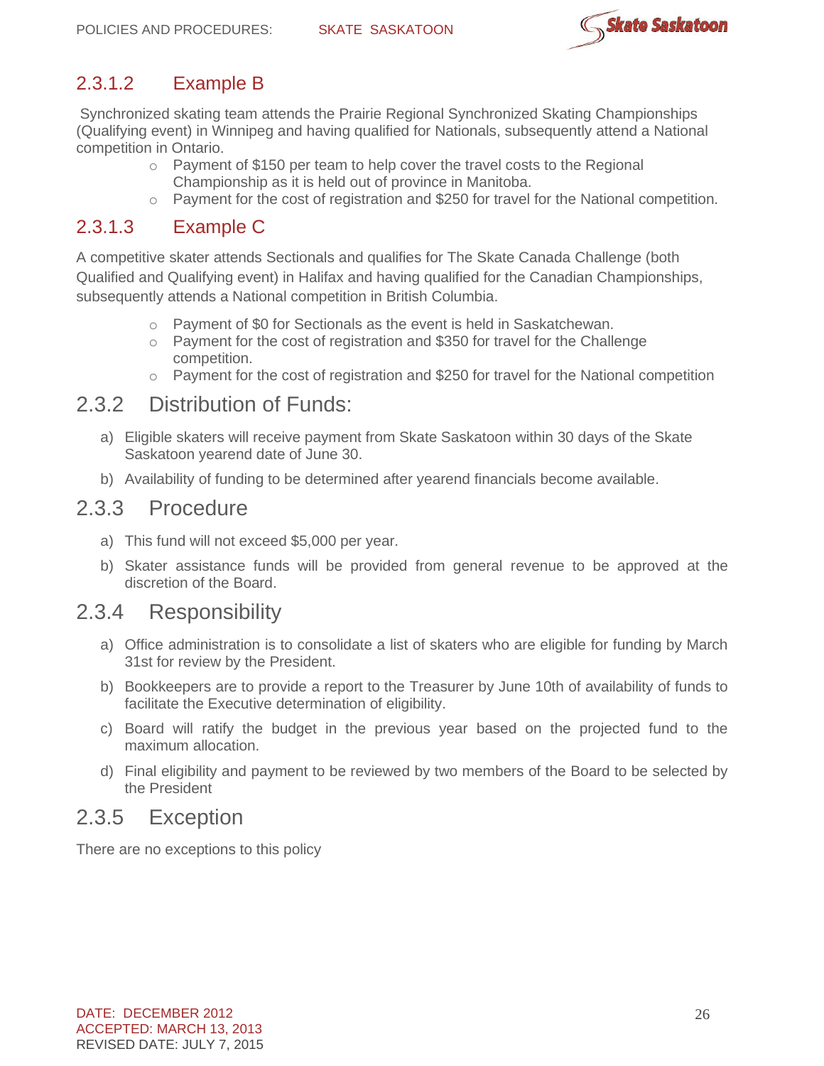#### 2.3.1.2 Example B

Synchronized skating team attends the Prairie Regional Synchronized Skating Championships (Qualifying event) in Winnipeg and having qualified for Nationals, subsequently attend a National competition in Ontario.

- Payment of $150 per team to help cover the travel costs to the Regional Championship as it is held out of province in Manitoba.
- Payment for the cost of registration and $250 for travel for the National competition.

#### 2.3.1.3 Example C

A competitive skater attends Sectionals and qualifies for The Skate Canada Challenge (both Qualified and Qualifying event) in Halifax and having qualified for the Canadian Championships, subsequently attends a National competition in British Columbia.

- Payment of $0 for Sectionals as the event is held in Saskatchewan.
- Payment for the cost of registration and $350 for travel for the Challenge competition.
- Payment for the cost of registration and $250 for travel for the National competition

### 2.3.2 Distribution of Funds:

a) Eligible skaters will receive payment from Skate Saskatoon within 30 days of the Skate Saskatoon yearend date of June 30.

b) Availability of funding to be determined after yearend financials become available.

### 2.3.3 Procedure

a) This fund will not exceed $5,000 per year.

b) Skater assistance funds will be provided from general revenue to be approved at the discretion of the Board.

### 2.3.4 Responsibility

a) Office administration is to consolidate a list of skaters who are eligible for funding by March 31st for review by the President.

b) Bookkeepers are to provide a report to the Treasurer by June 10th of availability of funds to facilitate the Executive determination of eligibility.

c) Board will ratify the budget in the previous year based on the projected fund to the maximum allocation.

d) Final eligibility and payment to be reviewed by two members of the Board to be selected by the President

### 2.3.5 Exception

There are no exceptions to this policy

DATE: DECEMBER 2012
ACCEPTED: MARCH 13, 2013
REVISED DATE: JULY 7, 2015